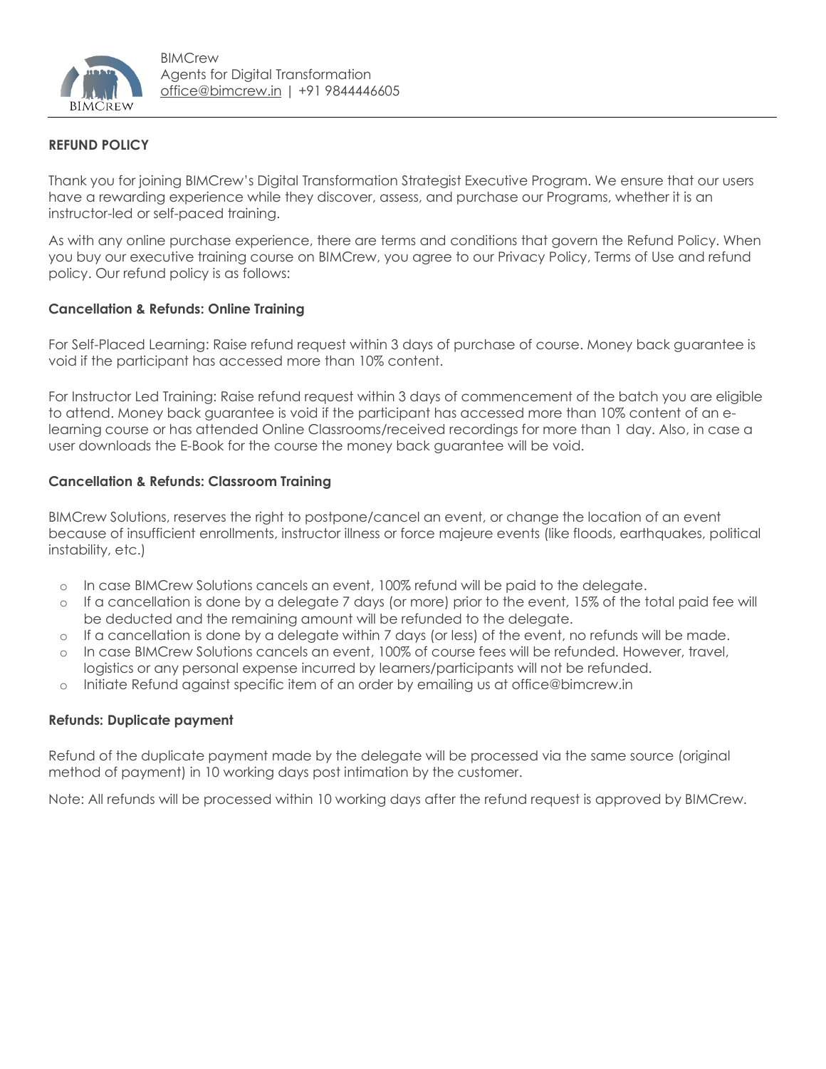BIMCrew
Agents for Digital Transformation
office@bimcrew.in | +91 9844446605

**REFUND POLICY**

Thank you for joining BIMCrew's Digital Transformation Strategist Executive Program. We ensure that our users have a rewarding experience while they discover, assess, and purchase our Programs, whether it is an instructor-led or self-paced training.

As with any online purchase experience, there are terms and conditions that govern the Refund Policy. When you buy our executive training course on BIMCrew, you agree to our Privacy Policy, Terms of Use and refund policy. Our refund policy is as follows:

**Cancellation & Refunds: Online Training**

For Self-Placed Learning: Raise refund request within 3 days of purchase of course. Money back guarantee is void if the participant has accessed more than 10% content.

For Instructor Led Training: Raise refund request within 3 days of commencement of the batch you are eligible to attend. Money back guarantee is void if the participant has accessed more than 10% content of an e-learning course or has attended Online Classrooms/received recordings for more than 1 day. Also, in case a user downloads the E-Book for the course the money back guarantee will be void.

**Cancellation & Refunds: Classroom Training**

BIMCrew Solutions, reserves the right to postpone/cancel an event, or change the location of an event because of insufficient enrollments, instructor illness or force majeure events (like floods, earthquakes, political instability, etc.)

- In case BIMCrew Solutions cancels an event, 100% refund will be paid to the delegate.
- If a cancellation is done by a delegate 7 days (or more) prior to the event, 15% of the total paid fee will be deducted and the remaining amount will be refunded to the delegate.
- If a cancellation is done by a delegate within 7 days (or less) of the event, no refunds will be made.
- In case BIMCrew Solutions cancels an event, 100% of course fees will be refunded. However, travel, logistics or any personal expense incurred by learners/participants will not be refunded.
- Initiate Refund against specific item of an order by emailing us at office@bimcrew.in

**Refunds: Duplicate payment**

Refund of the duplicate payment made by the delegate will be processed via the same source (original method of payment) in 10 working days post intimation by the customer.

Note: All refunds will be processed within 10 working days after the refund request is approved by BIMCrew.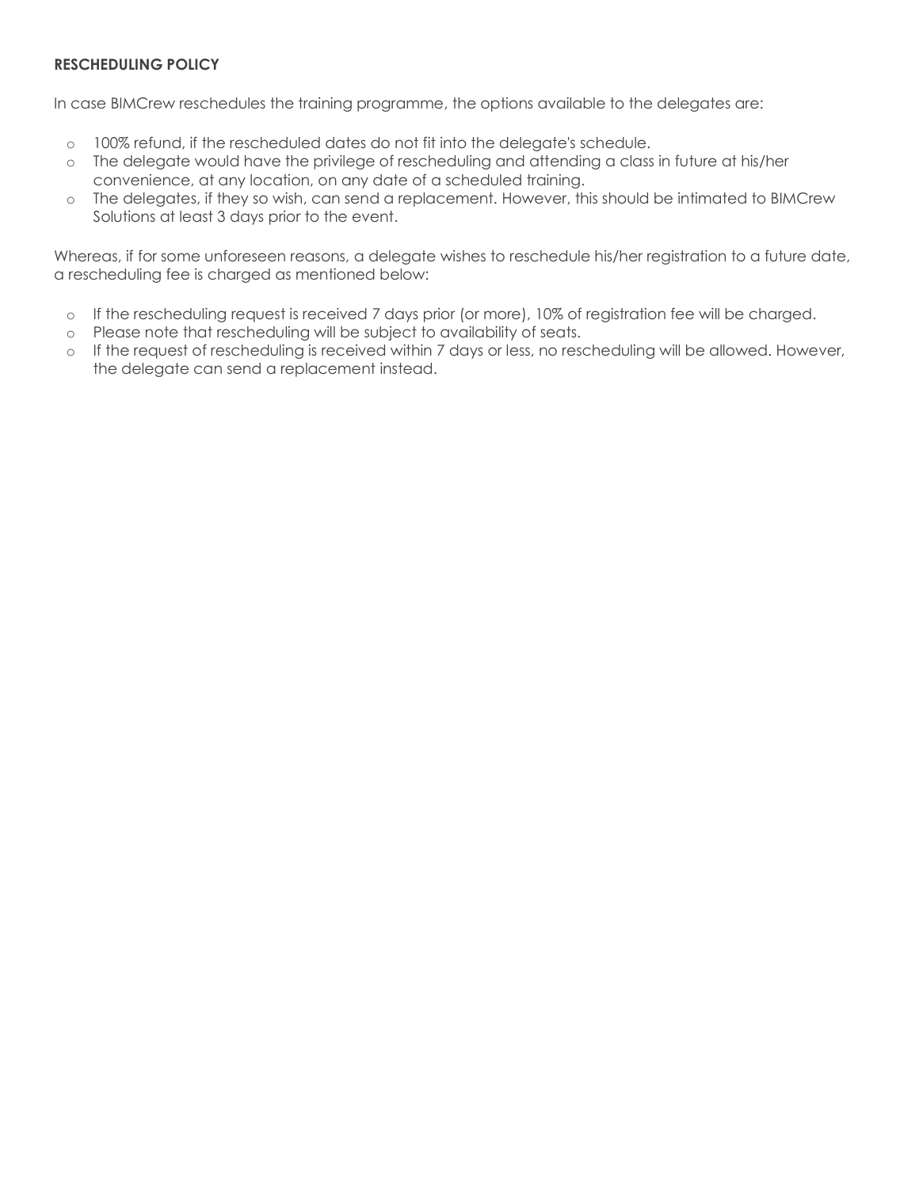**RESCHEDULING POLICY**

In case BIMCrew reschedules the training programme, the options available to the delegates are:

- 100% refund, if the rescheduled dates do not fit into the delegate's schedule.
- The delegate would have the privilege of rescheduling and attending a class in future at his/her convenience, at any location, on any date of a scheduled training.
- The delegates, if they so wish, can send a replacement. However, this should be intimated to BIMCrew Solutions at least 3 days prior to the event.

Whereas, if for some unforeseen reasons, a delegate wishes to reschedule his/her registration to a future date, a rescheduling fee is charged as mentioned below:

- If the rescheduling request is received 7 days prior (or more), 10% of registration fee will be charged.
- Please note that rescheduling will be subject to availability of seats.
- If the request of rescheduling is received within 7 days or less, no rescheduling will be allowed. However, the delegate can send a replacement instead.